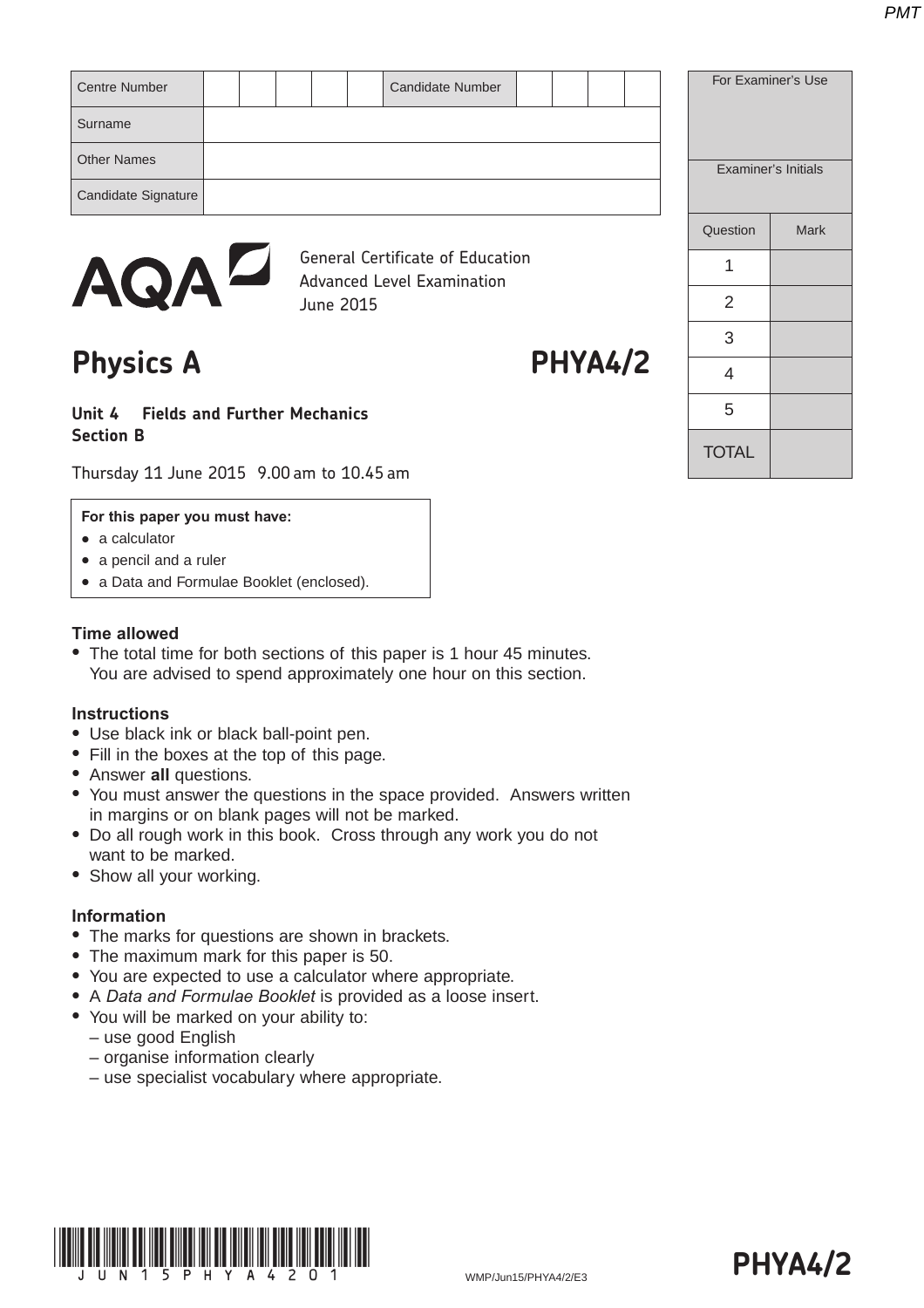| Centre Number | | | | | | Candidate Number | | | | |
|---|---|---|---|---|---|---|---|---|---|---|
| Surname | | | | | | | | | | |
| Other Names | | | | | | | | | | |
| Candidate Signature | | | | | | | | | | |

| For Examiner's Use | |
|---|---|
| Examiner's Initials | |
| Question | Mark |
| 1 | |
| 2 | |
| 3 | |
| 4 | |
| 5 | |
| TOTAL | |

AQA

General Certificate of Education
Advanced Level Examination
June 2015

# Physics A — PHYA4/2

**Unit 4 Fields and Further Mechanics**
**Section B**

Thursday 11 June 2015 9.00 am to 10.45 am

**For this paper you must have:**
- a calculator
- a pencil and a ruler
- a Data and Formulae Booklet (enclosed).

**Time allowed**
- The total time for both sections of this paper is 1 hour 45 minutes. You are advised to spend approximately one hour on this section.

**Instructions**
- Use black ink or black ball-point pen.
- Fill in the boxes at the top of this page.
- Answer **all** questions.
- You must answer the questions in the space provided. Answers written in margins or on blank pages will not be marked.
- Do all rough work in this book. Cross through any work you do not want to be marked.
- Show all your working.

**Information**
- The marks for questions are shown in brackets.
- The maximum mark for this paper is 50.
- You are expected to use a calculator where appropriate.
- A *Data and Formulae Booklet* is provided as a loose insert.
- You will be marked on your ability to:
  – use good English
  – organise information clearly
  – use specialist vocabulary where appropriate.

WMP/Jun15/PHYA4/2/E3

PHYA4/2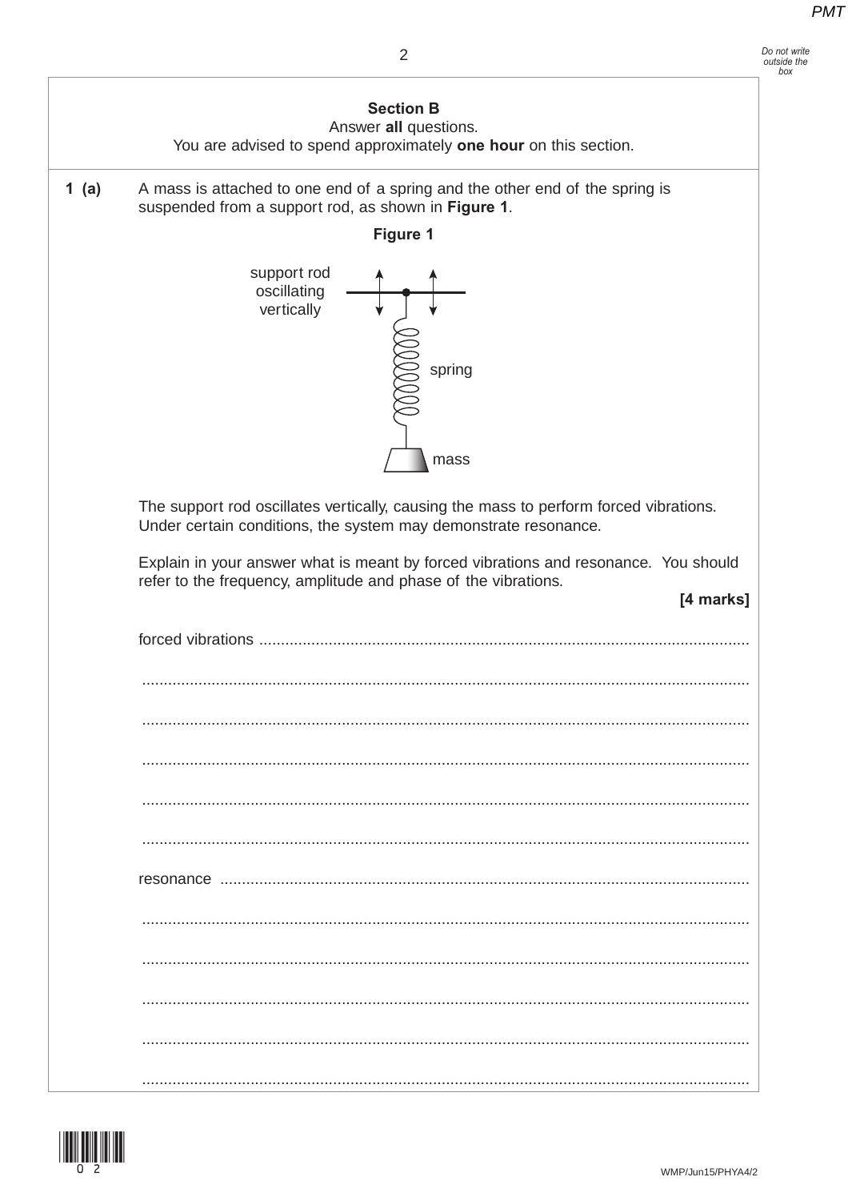## Section B

Answer **all** questions.

You are advised to spend approximately **one hour** on this section.

**1 (a)** A mass is attached to one end of a spring and the other end of the spring is suspended from a support rod, as shown in **Figure 1**.

**Figure 1**

support rod oscillating vertically

spring

mass

The support rod oscillates vertically, causing the mass to perform forced vibrations. Under certain conditions, the system may demonstrate resonance.

Explain in your answer what is meant by forced vibrations and resonance. You should refer to the frequency, amplitude and phase of the vibrations.

**[4 marks]**

forced vibrations ...............................................................................................................

..........................................................................................................................................

..........................................................................................................................................

..........................................................................................................................................

..........................................................................................................................................

..........................................................................................................................................

resonance ........................................................................................................................

..........................................................................................................................................

..........................................................................................................................................

..........................................................................................................................................

..........................................................................................................................................

..........................................................................................................................................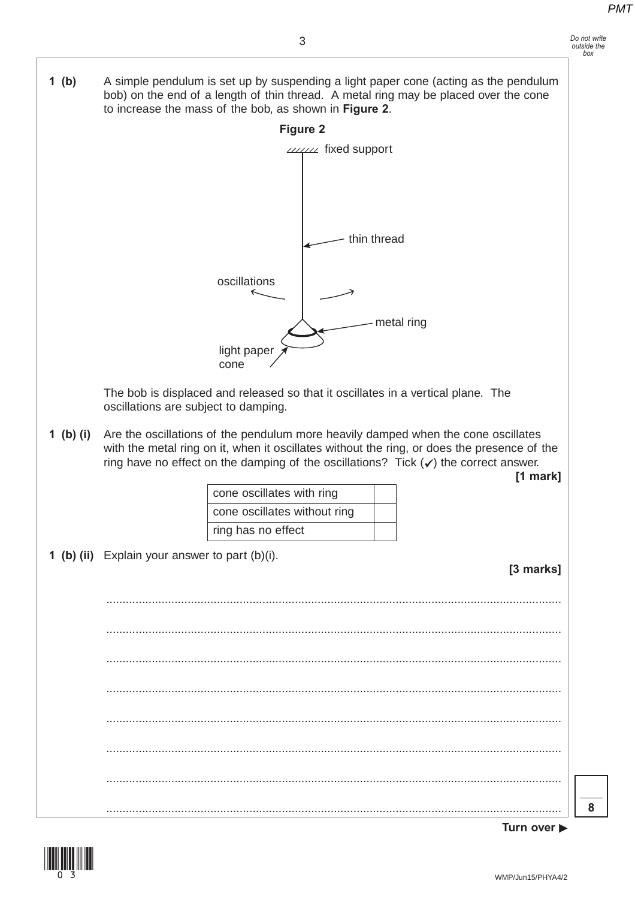**1 (b)** A simple pendulum is set up by suspending a light paper cone (acting as the pendulum bob) on the end of a length of thin thread. A metal ring may be placed over the cone to increase the mass of the bob, as shown in **Figure 2**.

**Figure 2**

fixed support

thin thread

oscillations

metal ring

light paper cone

The bob is displaced and released so that it oscillates in a vertical plane. The oscillations are subject to damping.

**1 (b) (i)** Are the oscillations of the pendulum more heavily damped when the cone oscillates with the metal ring on it, when it oscillates without the ring, or does the presence of the ring have no effect on the damping of the oscillations? Tick (✓) the correct answer.

**[1 mark]**

| | |
|---|---|
| cone oscillates with ring | |
| cone oscillates without ring | |
| ring has no effect | |

**1 (b) (ii)** Explain your answer to part (b)(i).

**[3 marks]**

.............................................................................................................................................

.............................................................................................................................................

.............................................................................................................................................

.............................................................................................................................................

.............................................................................................................................................

.............................................................................................................................................

.............................................................................................................................................

.............................................................................................................................................

**Turn over ▶**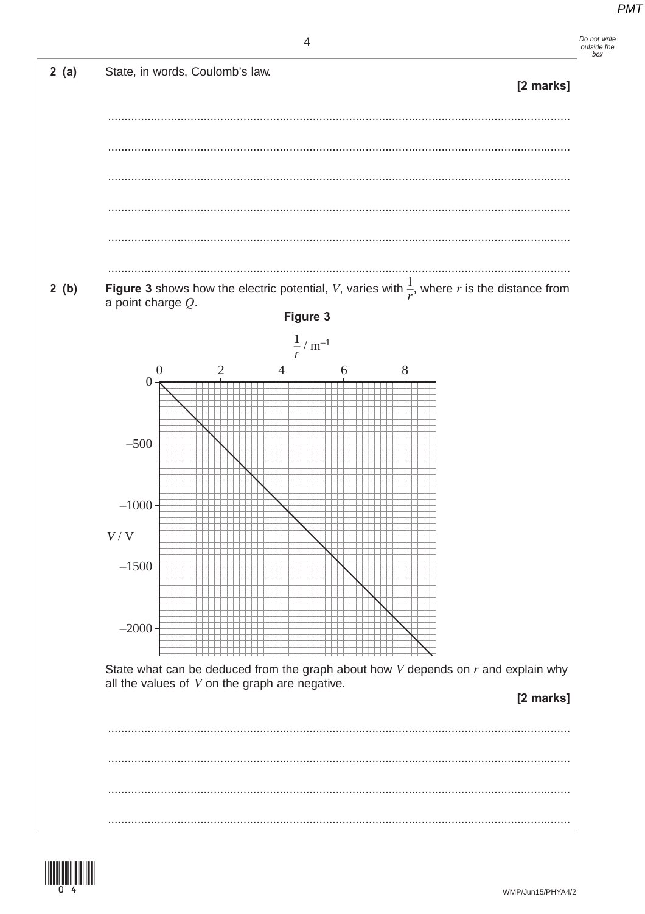**2 (a)** State, in words, Coulomb's law.

**[2 marks]**

........................................................................................................................................

........................................................................................................................................

........................................................................................................................................

........................................................................................................................................

........................................................................................................................................

........................................................................................................................................

**2 (b)** **Figure 3** shows how the electric potential, $V$, varies with $\frac{1}{r}$, where $r$ is the distance from a point charge $Q$.

**Figure 3**

State what can be deduced from the graph about how $V$ depends on $r$ and explain why all the values of $V$ on the graph are negative.

**[2 marks]**

........................................................................................................................................

........................................................................................................................................

........................................................................................................................................

........................................................................................................................................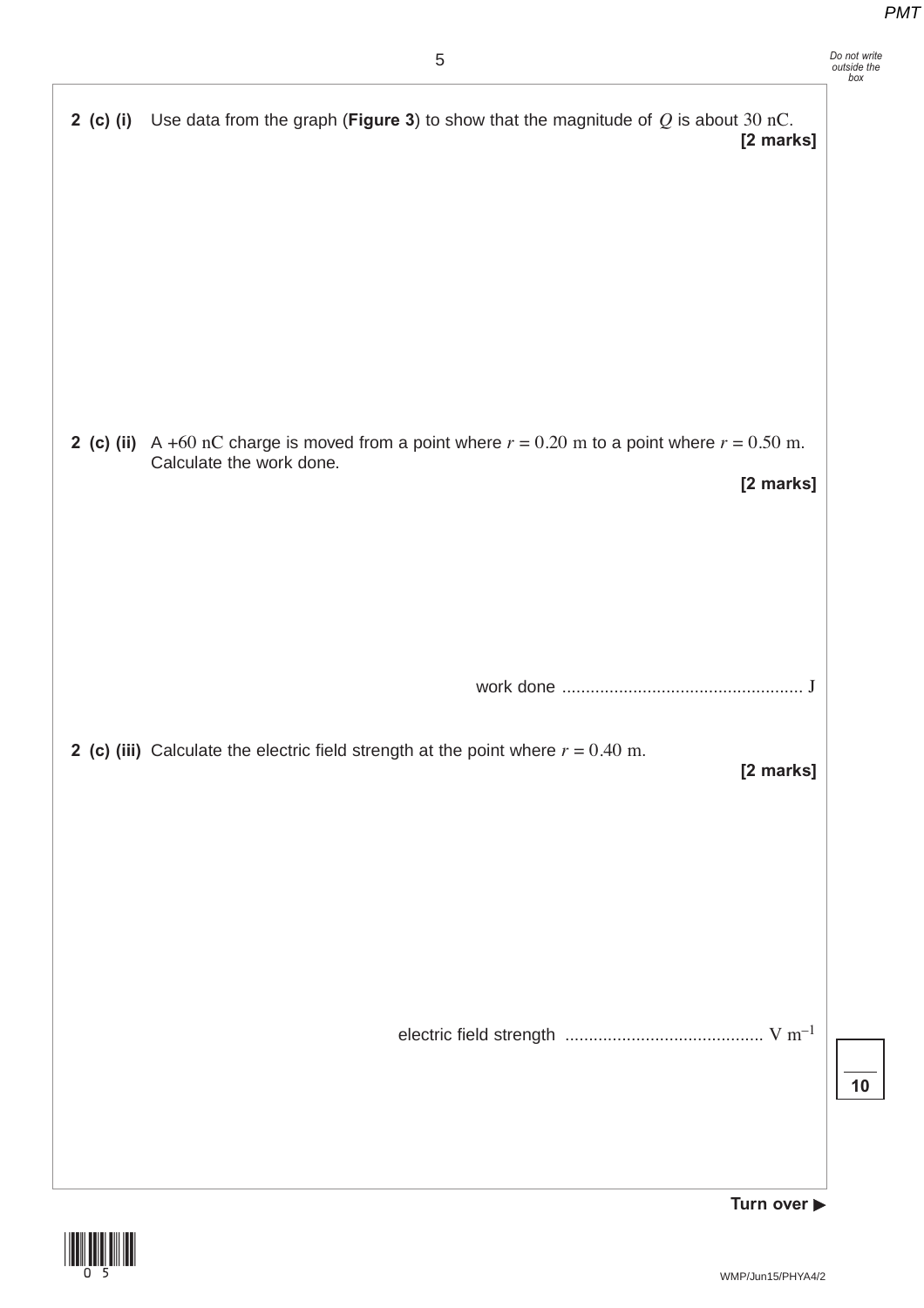**2 (c) (i)** Use data from the graph (**Figure 3**) to show that the magnitude of $Q$ is about 30 nC.

**[2 marks]**

**2 (c) (ii)** A +60 nC charge is moved from a point where $r = 0.20$ m to a point where $r = 0.50$ m. Calculate the work done.

**[2 marks]**

work done .................................................. J

**2 (c) (iii)** Calculate the electric field strength at the point where $r = 0.40$ m.

**[2 marks]**

electric field strength .......................................... $\text{V m}^{-1}$

**10**

**Turn over ▶**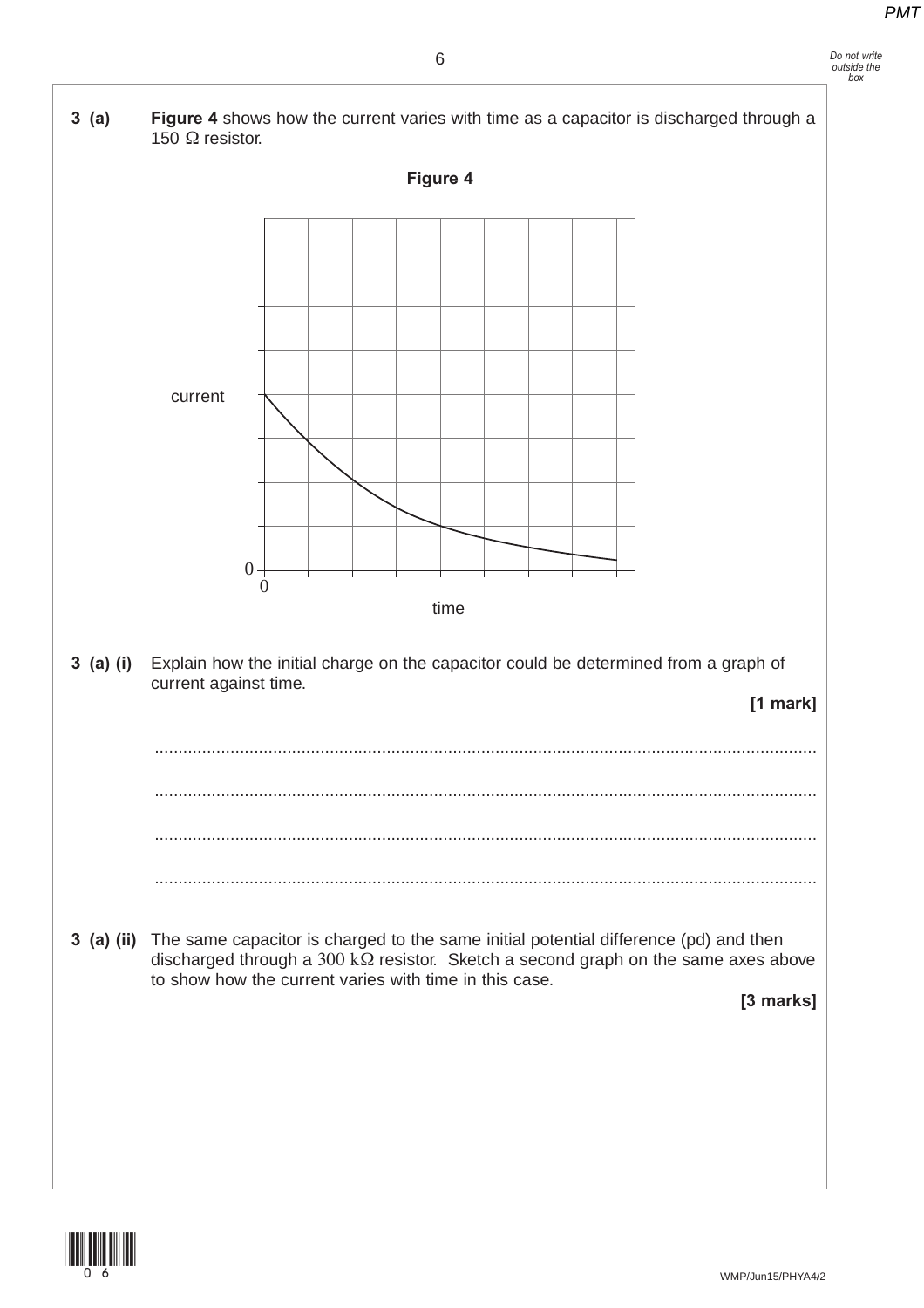**3 (a)** **Figure 4** shows how the current varies with time as a capacitor is discharged through a 150 Ω resistor.

**Figure 4**

current

0

0

time

**3 (a) (i)** Explain how the initial charge on the capacitor could be determined from a graph of current against time.

**[1 mark]**

.............................................................................................................................................

.............................................................................................................................................

.............................................................................................................................................

.............................................................................................................................................

**3 (a) (ii)** The same capacitor is charged to the same initial potential difference (pd) and then discharged through a 300 kΩ resistor. Sketch a second graph on the same axes above to show how the current varies with time in this case.

**[3 marks]**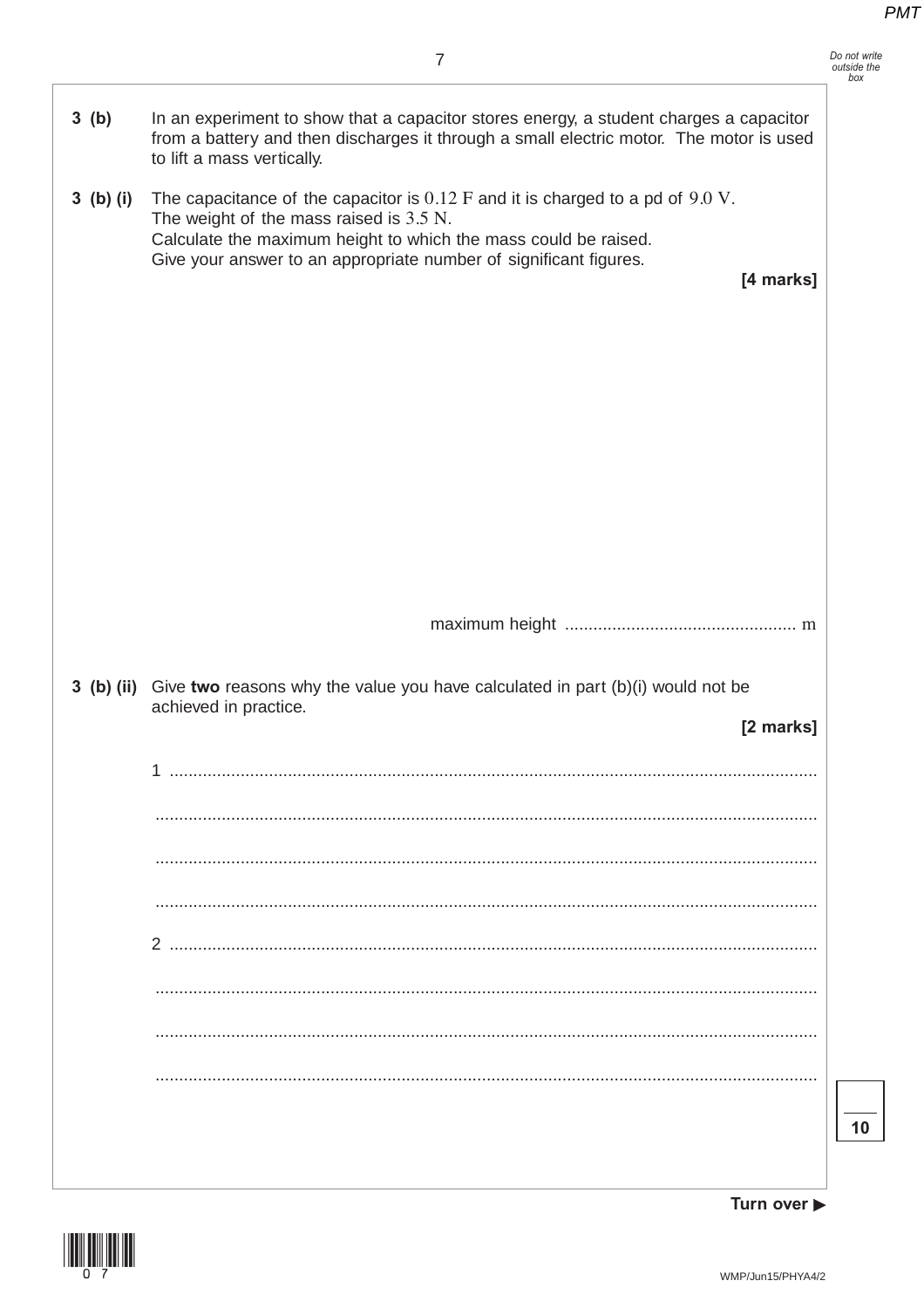**3 (b)** In an experiment to show that a capacitor stores energy, a student charges a capacitor from a battery and then discharges it through a small electric motor. The motor is used to lift a mass vertically.

**3 (b) (i)** The capacitance of the capacitor is $0.12$ F and it is charged to a pd of $9.0$ V.
The weight of the mass raised is $3.5$ N.
Calculate the maximum height to which the mass could be raised.
Give your answer to an appropriate number of significant figures.

**[4 marks]**

maximum height ................................................ m

**3 (b) (ii)** Give **two** reasons why the value you have calculated in part (b)(i) would not be achieved in practice.

**[2 marks]**

1 .......................................................................................................................................

.......................................................................................................................................

.......................................................................................................................................

.......................................................................................................................................

2 .......................................................................................................................................

.......................................................................................................................................

.......................................................................................................................................

.......................................................................................................................................

**Turn over ▶**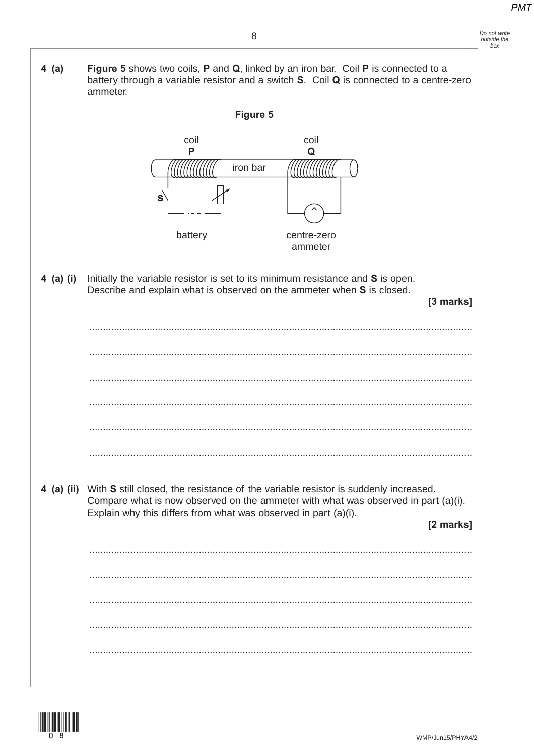**4 (a)** **Figure 5** shows two coils, **P** and **Q**, linked by an iron bar. Coil **P** is connected to a battery through a variable resistor and a switch **S**. Coil **Q** is connected to a centre-zero ammeter.

**Figure 5**

coil **P** — iron bar — coil **Q**

**S** — battery — centre-zero ammeter

**4 (a) (i)** Initially the variable resistor is set to its minimum resistance and **S** is open. Describe and explain what is observed on the ammeter when **S** is closed.

**[3 marks]**

..........................................................................................................................................

..........................................................................................................................................

..........................................................................................................................................

..........................................................................................................................................

..........................................................................................................................................

..........................................................................................................................................

**4 (a) (ii)** With **S** still closed, the resistance of the variable resistor is suddenly increased. Compare what is now observed on the ammeter with what was observed in part (a)(i). Explain why this differs from what was observed in part (a)(i).

**[2 marks]**

..........................................................................................................................................

..........................................................................................................................................

..........................................................................................................................................

..........................................................................................................................................

..........................................................................................................................................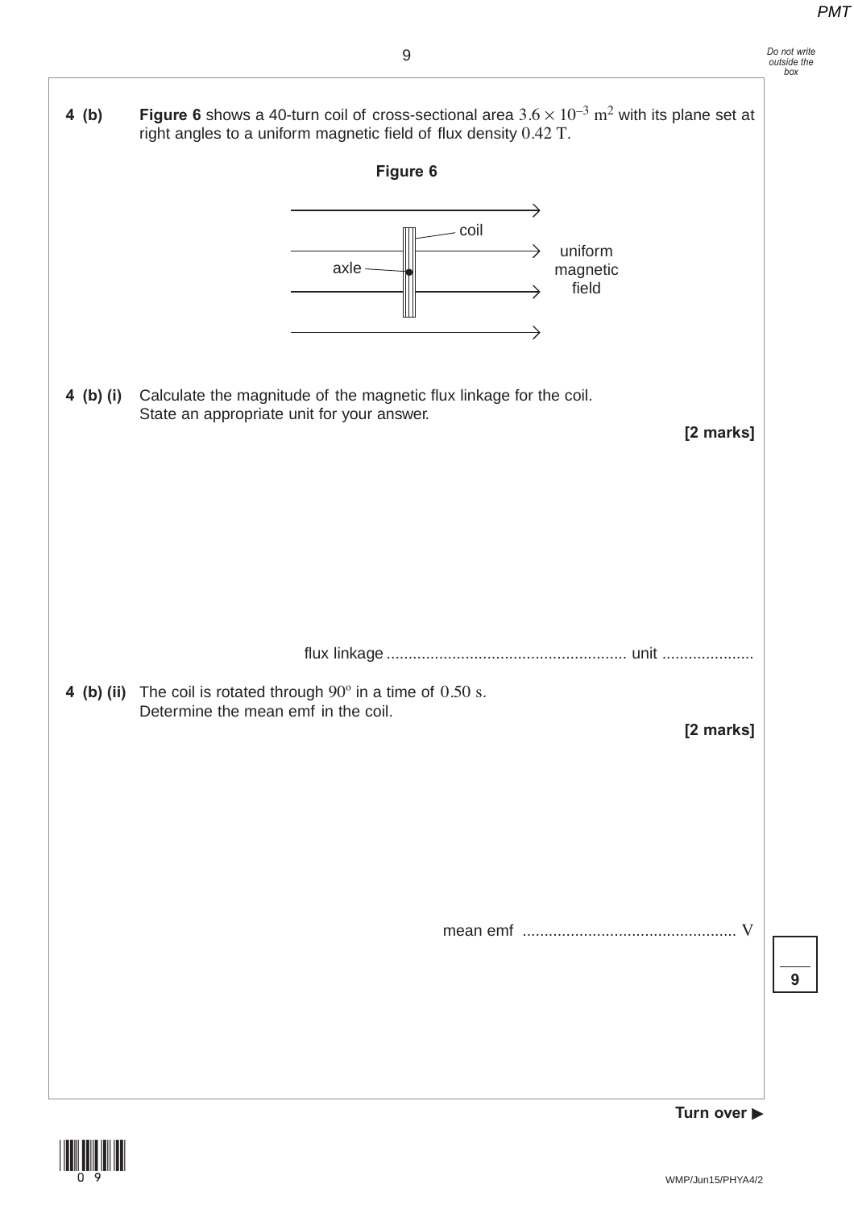**4 (b)** **Figure 6** shows a 40-turn coil of cross-sectional area $3.6 \times 10^{-3}\ \text{m}^2$ with its plane set at right angles to a uniform magnetic field of flux density $0.42\ \text{T}$.

**Figure 6**

**4 (b) (i)** Calculate the magnitude of the magnetic flux linkage for the coil.
State an appropriate unit for your answer.

**[2 marks]**

flux linkage ...................................................... unit ....................

**4 (b) (ii)** The coil is rotated through $90^\circ$ in a time of $0.50\ \text{s}$.
Determine the mean emf in the coil.

**[2 marks]**

mean emf ................................................ V

**Turn over ▶**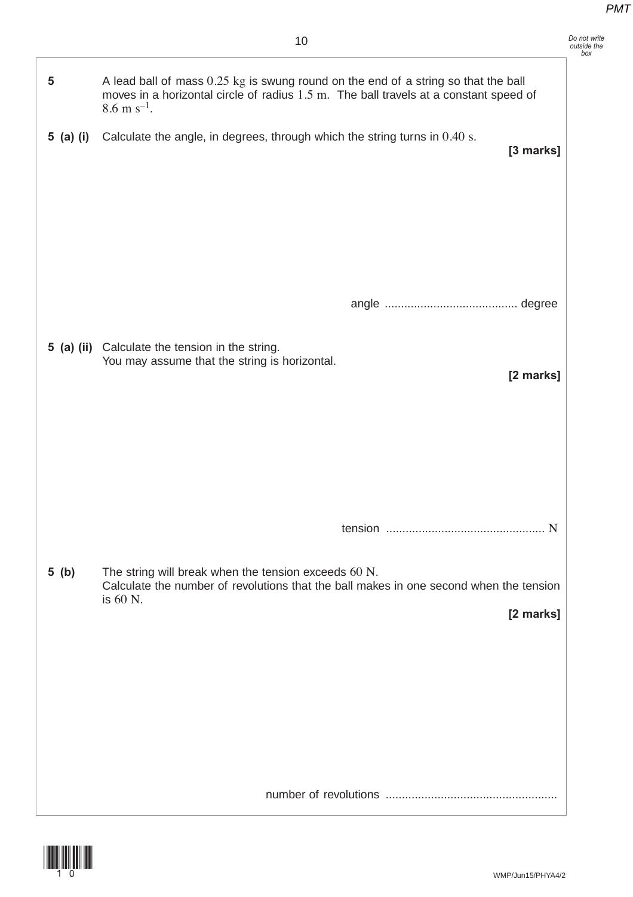**5** A lead ball of mass 0.25 kg is swung round on the end of a string so that the ball moves in a horizontal circle of radius 1.5 m. The ball travels at a constant speed of $8.6 \text{ m s}^{-1}$.

**5 (a) (i)** Calculate the angle, in degrees, through which the string turns in 0.40 s.

**[3 marks]**

angle ........................................ degree

**5 (a) (ii)** Calculate the tension in the string.
You may assume that the string is horizontal.

**[2 marks]**

tension ................................................ N

**5 (b)** The string will break when the tension exceeds 60 N.
Calculate the number of revolutions that the ball makes in one second when the tension is 60 N.

**[2 marks]**

number of revolutions ....................................................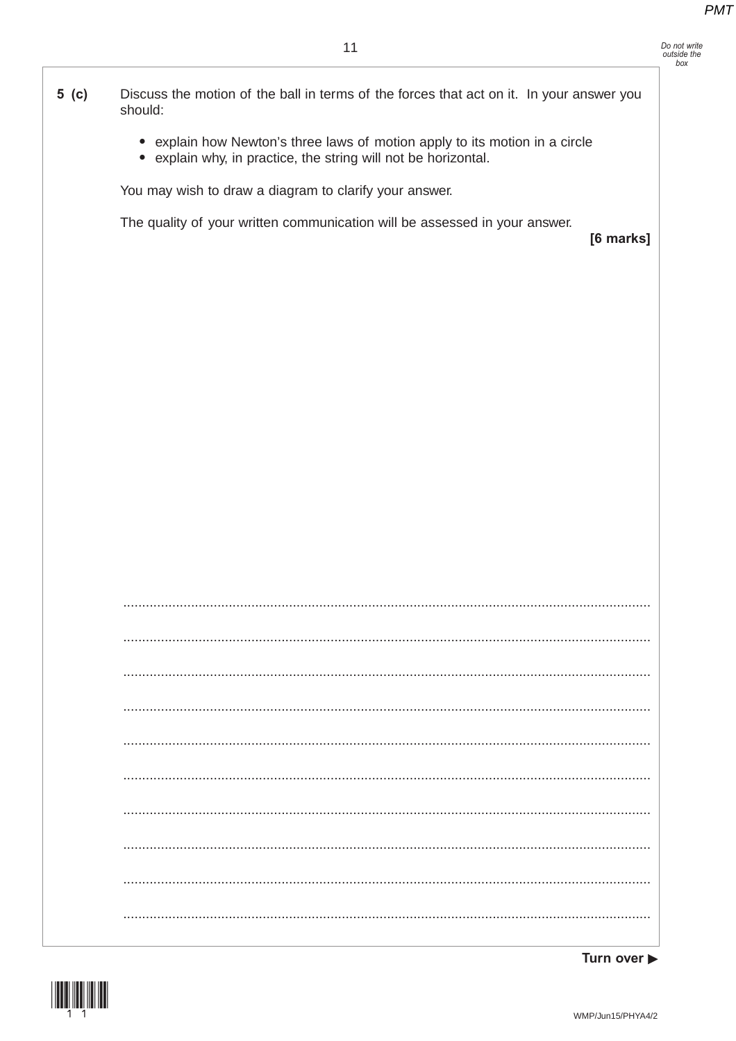**5 (c)** Discuss the motion of the ball in terms of the forces that act on it. In your answer you should:

- explain how Newton's three laws of motion apply to its motion in a circle
- explain why, in practice, the string will not be horizontal.

You may wish to draw a diagram to clarify your answer.

The quality of your written communication will be assessed in your answer.

**[6 marks]**

**Turn over ▶**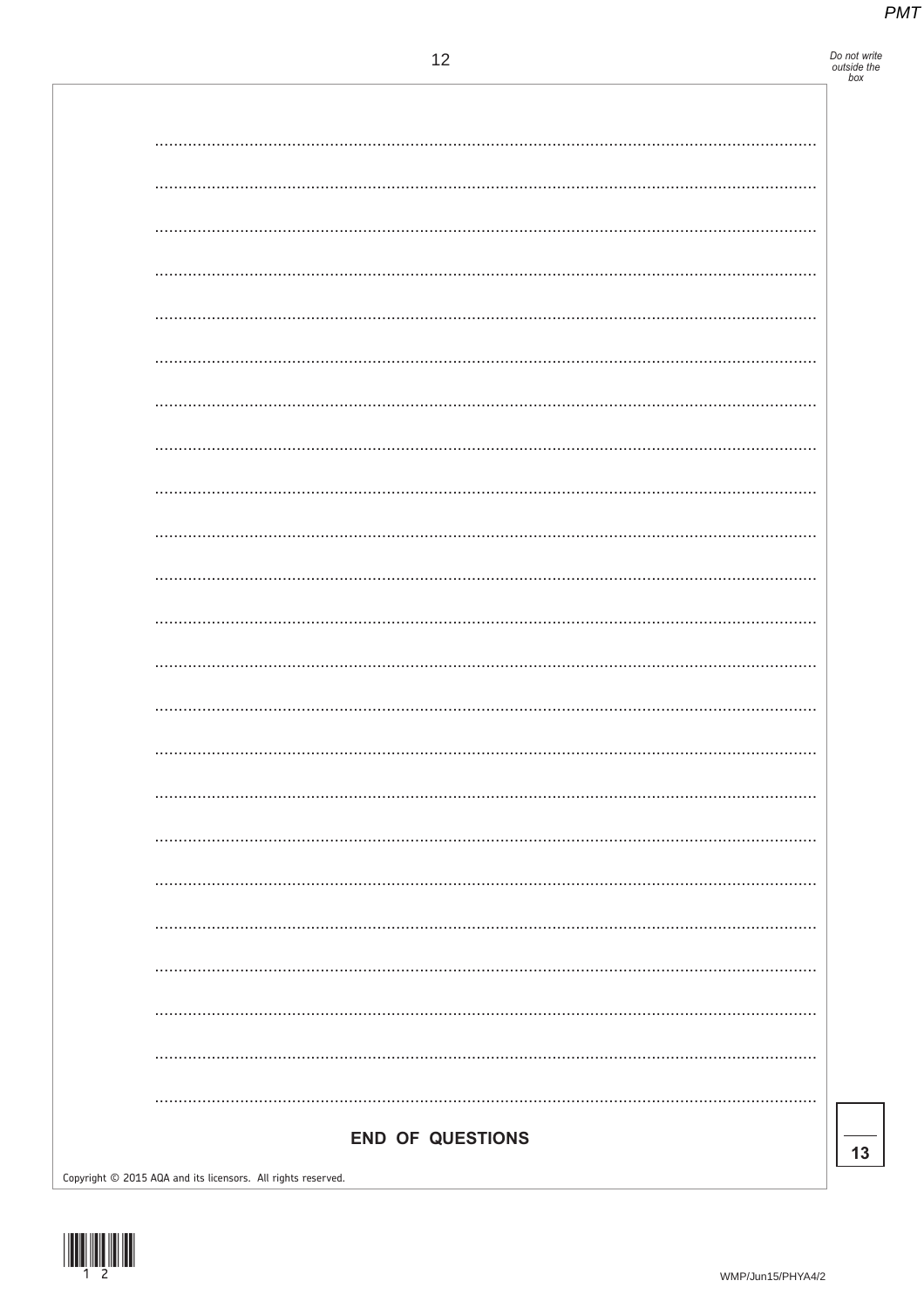**END OF QUESTIONS**

Copyright © 2015 AQA and its licensors. All rights reserved.